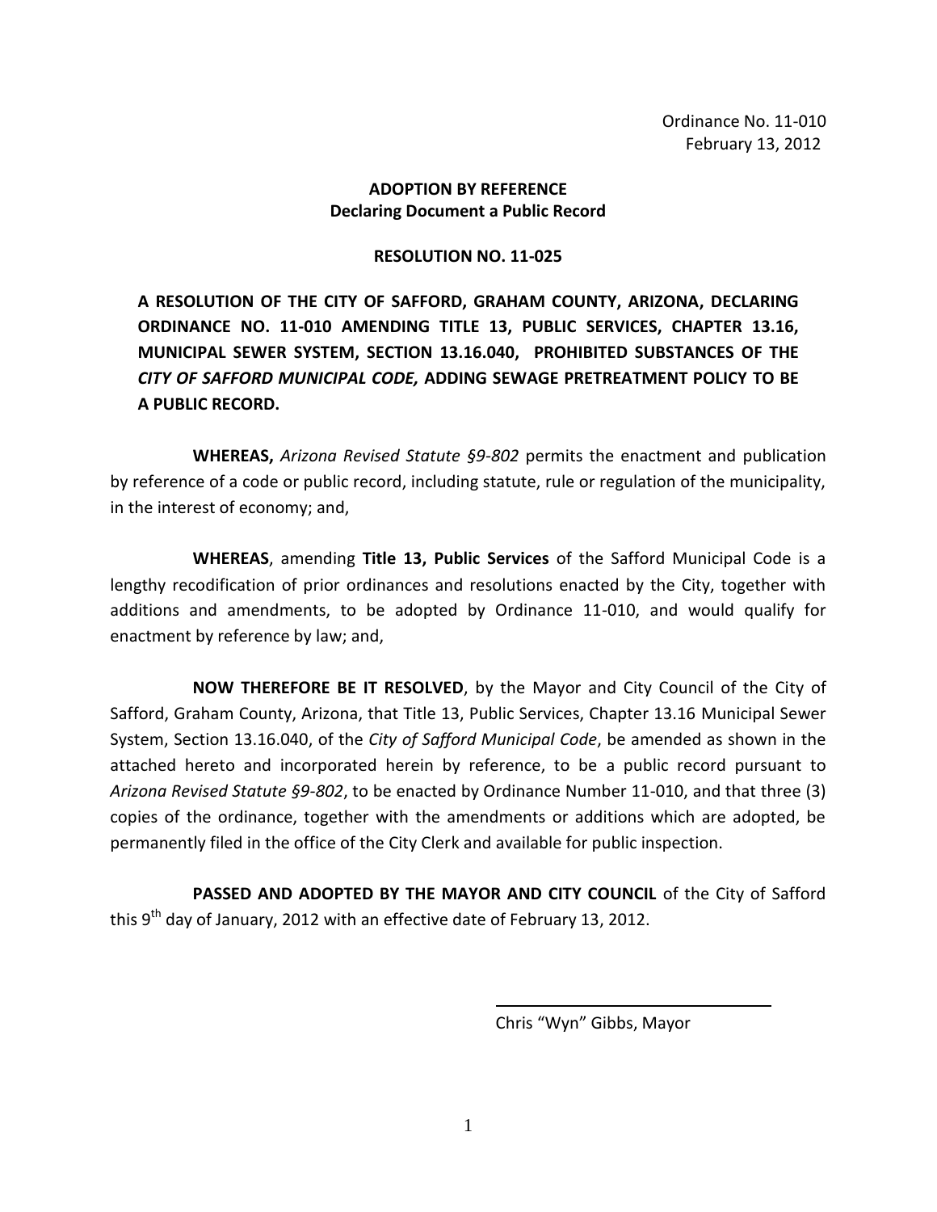Ordinance No. 11-010
February 13, 2012

**ADOPTION BY REFERENCE**
**Declaring Document a Public Record**

**RESOLUTION NO. 11-025**

**A RESOLUTION OF THE CITY OF SAFFORD, GRAHAM COUNTY, ARIZONA, DECLARING ORDINANCE NO. 11-010 AMENDING TITLE 13, PUBLIC SERVICES, CHAPTER 13.16, MUNICIPAL SEWER SYSTEM, SECTION 13.16.040, PROHIBITED SUBSTANCES OF THE *CITY OF SAFFORD MUNICIPAL CODE,* ADDING SEWAGE PRETREATMENT POLICY TO BE A PUBLIC RECORD.**

**WHEREAS,** *Arizona Revised Statute §9-802* permits the enactment and publication by reference of a code or public record, including statute, rule or regulation of the municipality, in the interest of economy; and,

**WHEREAS**, amending **Title 13, Public Services** of the Safford Municipal Code is a lengthy recodification of prior ordinances and resolutions enacted by the City, together with additions and amendments, to be adopted by Ordinance 11-010, and would qualify for enactment by reference by law; and,

**NOW THEREFORE BE IT RESOLVED**, by the Mayor and City Council of the City of Safford, Graham County, Arizona, that Title 13, Public Services, Chapter 13.16 Municipal Sewer System, Section 13.16.040, of the *City of Safford Municipal Code*, be amended as shown in the attached hereto and incorporated herein by reference, to be a public record pursuant to *Arizona Revised Statute §9-802*, to be enacted by Ordinance Number 11-010, and that three (3) copies of the ordinance, together with the amendments or additions which are adopted, be permanently filed in the office of the City Clerk and available for public inspection.

**PASSED AND ADOPTED BY THE MAYOR AND CITY COUNCIL** of the City of Safford this 9th day of January, 2012 with an effective date of February 13, 2012.

Chris "Wyn" Gibbs, Mayor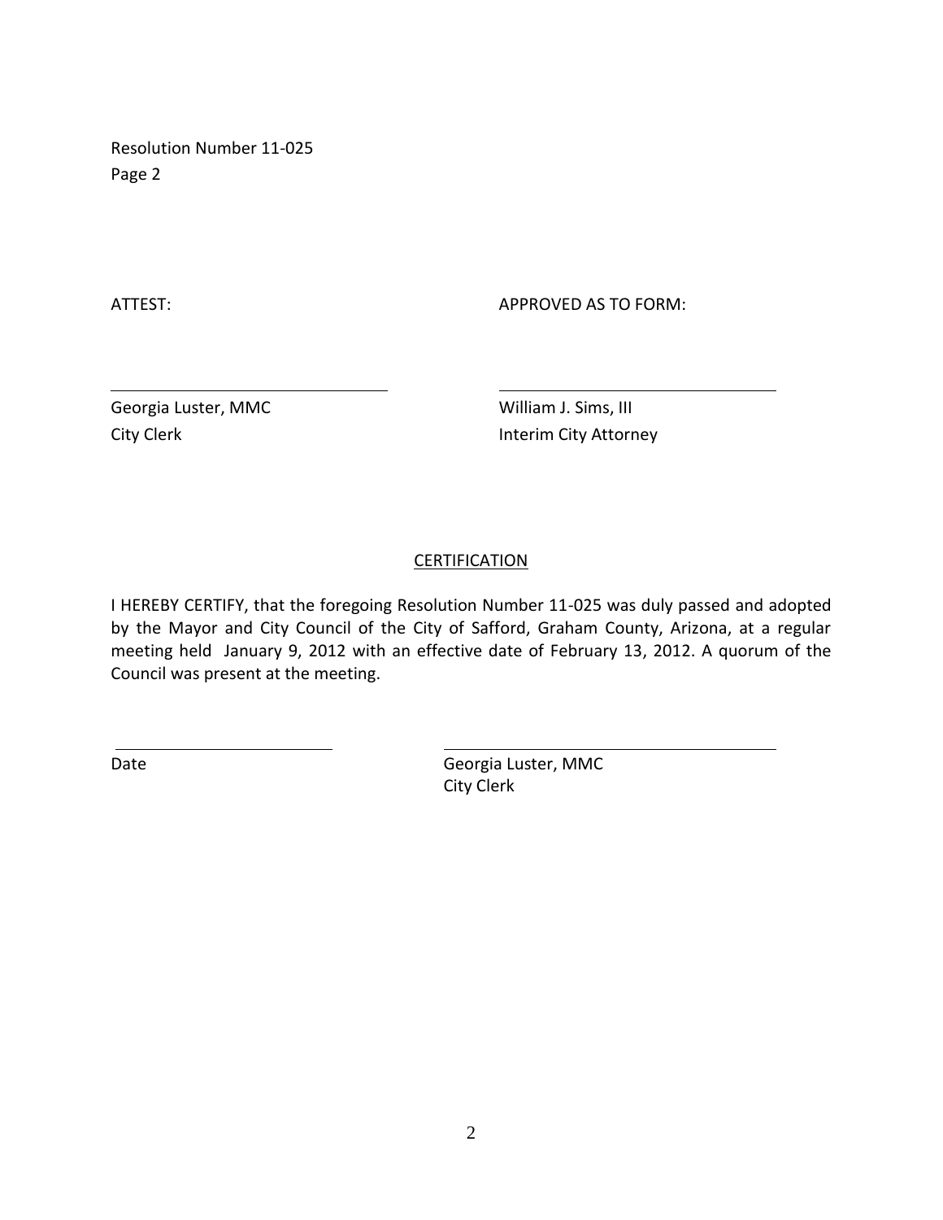Resolution Number 11-025
Page 2

ATTEST:

Georgia Luster, MMC
City Clerk

APPROVED AS TO FORM:

William J. Sims, III
Interim City Attorney

## CERTIFICATION

I HEREBY CERTIFY, that the foregoing Resolution Number 11-025 was duly passed and adopted by the Mayor and City Council of the City of Safford, Graham County, Arizona, at a regular meeting held January 9, 2012 with an effective date of February 13, 2012. A quorum of the Council was present at the meeting.

Date

Georgia Luster, MMC
City Clerk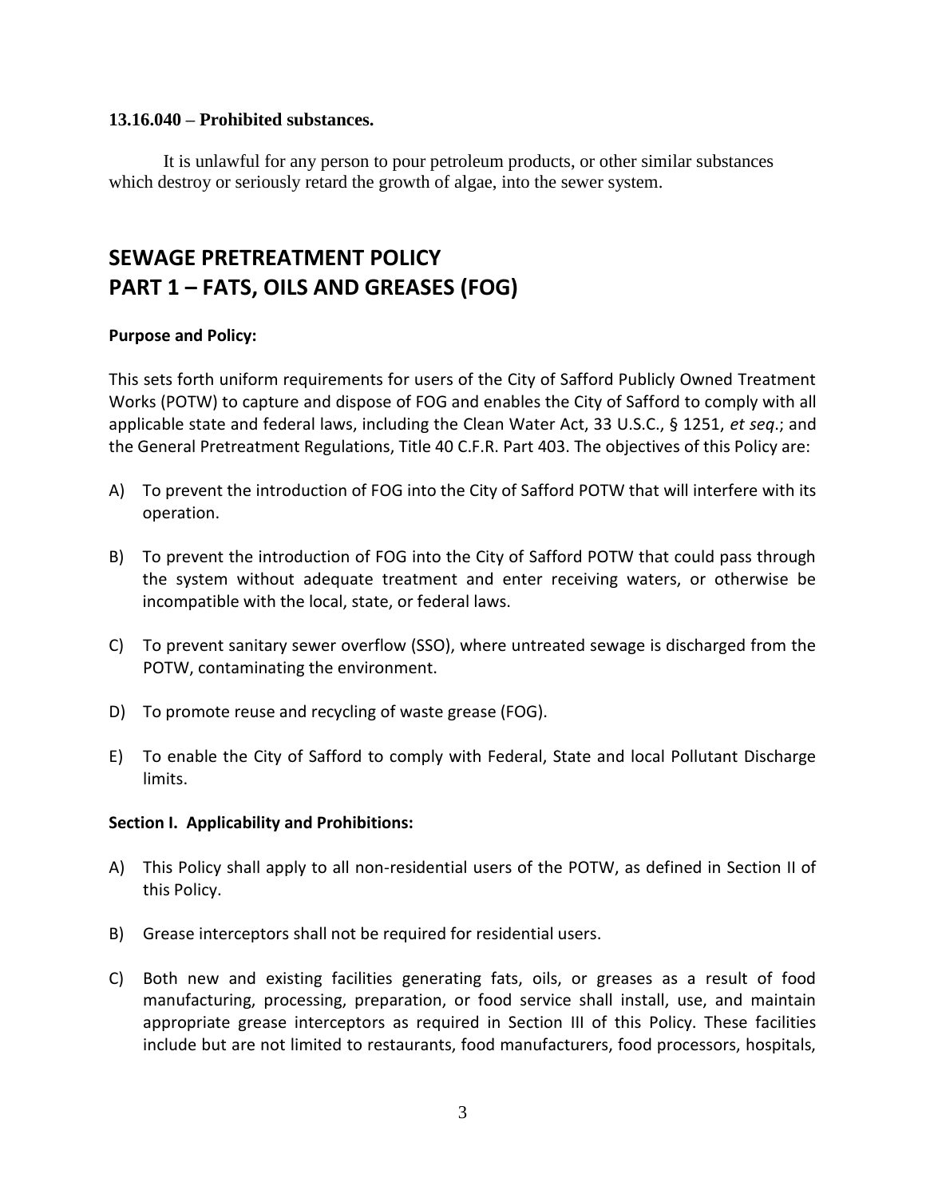**13.16.040 – Prohibited substances.**

It is unlawful for any person to pour petroleum products, or other similar substances which destroy or seriously retard the growth of algae, into the sewer system.

# SEWAGE PRETREATMENT POLICY
# PART 1 – FATS, OILS AND GREASES (FOG)

**Purpose and Policy:**

This sets forth uniform requirements for users of the City of Safford Publicly Owned Treatment Works (POTW) to capture and dispose of FOG and enables the City of Safford to comply with all applicable state and federal laws, including the Clean Water Act, 33 U.S.C., § 1251, *et seq*.; and the General Pretreatment Regulations, Title 40 C.F.R. Part 403. The objectives of this Policy are:

A) To prevent the introduction of FOG into the City of Safford POTW that will interfere with its operation.

B) To prevent the introduction of FOG into the City of Safford POTW that could pass through the system without adequate treatment and enter receiving waters, or otherwise be incompatible with the local, state, or federal laws.

C) To prevent sanitary sewer overflow (SSO), where untreated sewage is discharged from the POTW, contaminating the environment.

D) To promote reuse and recycling of waste grease (FOG).

E) To enable the City of Safford to comply with Federal, State and local Pollutant Discharge limits.

**Section I. Applicability and Prohibitions:**

A) This Policy shall apply to all non-residential users of the POTW, as defined in Section II of this Policy.

B) Grease interceptors shall not be required for residential users.

C) Both new and existing facilities generating fats, oils, or greases as a result of food manufacturing, processing, preparation, or food service shall install, use, and maintain appropriate grease interceptors as required in Section III of this Policy. These facilities include but are not limited to restaurants, food manufacturers, food processors, hospitals,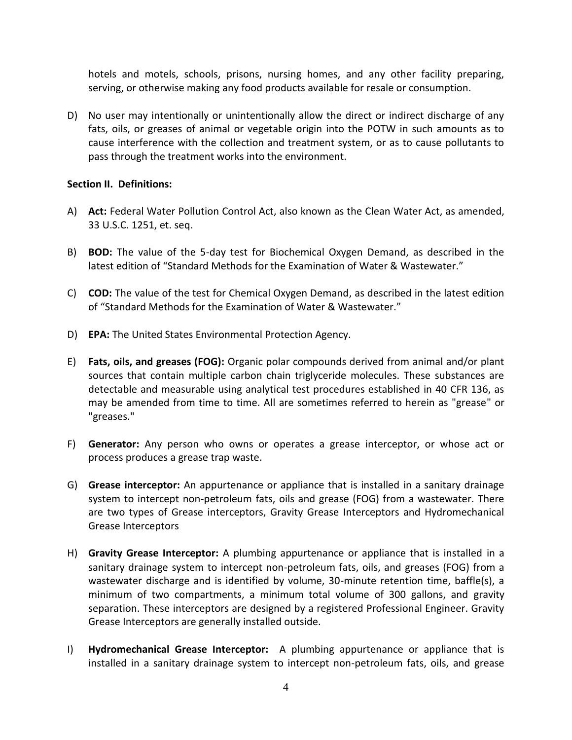hotels and motels, schools, prisons, nursing homes, and any other facility preparing, serving, or otherwise making any food products available for resale or consumption.

D) No user may intentionally or unintentionally allow the direct or indirect discharge of any fats, oils, or greases of animal or vegetable origin into the POTW in such amounts as to cause interference with the collection and treatment system, or as to cause pollutants to pass through the treatment works into the environment.

**Section II. Definitions:**

A) **Act:** Federal Water Pollution Control Act, also known as the Clean Water Act, as amended, 33 U.S.C. 1251, et. seq.

B) **BOD:** The value of the 5-day test for Biochemical Oxygen Demand, as described in the latest edition of "Standard Methods for the Examination of Water & Wastewater."

C) **COD:** The value of the test for Chemical Oxygen Demand, as described in the latest edition of "Standard Methods for the Examination of Water & Wastewater."

D) **EPA:** The United States Environmental Protection Agency.

E) **Fats, oils, and greases (FOG):** Organic polar compounds derived from animal and/or plant sources that contain multiple carbon chain triglyceride molecules. These substances are detectable and measurable using analytical test procedures established in 40 CFR 136, as may be amended from time to time. All are sometimes referred to herein as "grease" or "greases."

F) **Generator:** Any person who owns or operates a grease interceptor, or whose act or process produces a grease trap waste.

G) **Grease interceptor:** An appurtenance or appliance that is installed in a sanitary drainage system to intercept non-petroleum fats, oils and grease (FOG) from a wastewater. There are two types of Grease interceptors, Gravity Grease Interceptors and Hydromechanical Grease Interceptors

H) **Gravity Grease Interceptor:** A plumbing appurtenance or appliance that is installed in a sanitary drainage system to intercept non-petroleum fats, oils, and greases (FOG) from a wastewater discharge and is identified by volume, 30-minute retention time, baffle(s), a minimum of two compartments, a minimum total volume of 300 gallons, and gravity separation. These interceptors are designed by a registered Professional Engineer. Gravity Grease Interceptors are generally installed outside.

I) **Hydromechanical Grease Interceptor:** A plumbing appurtenance or appliance that is installed in a sanitary drainage system to intercept non-petroleum fats, oils, and grease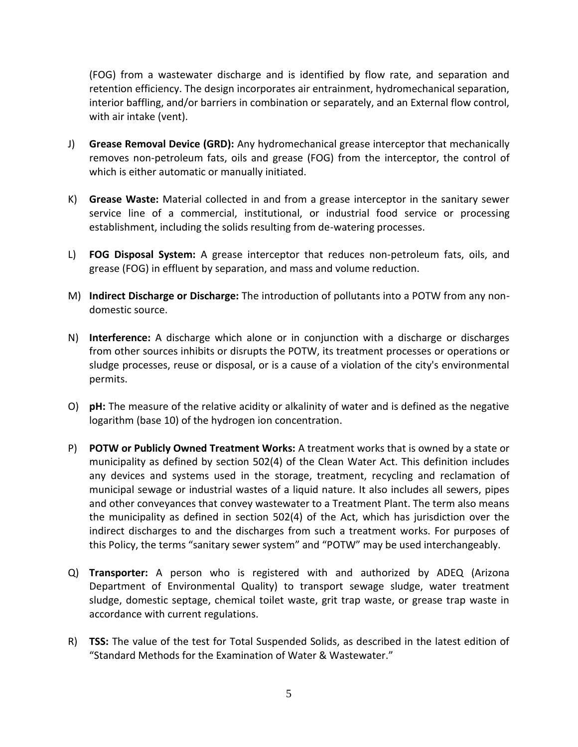(FOG) from a wastewater discharge and is identified by flow rate, and separation and retention efficiency. The design incorporates air entrainment, hydromechanical separation, interior baffling, and/or barriers in combination or separately, and an External flow control, with air intake (vent).

J) **Grease Removal Device (GRD):** Any hydromechanical grease interceptor that mechanically removes non-petroleum fats, oils and grease (FOG) from the interceptor, the control of which is either automatic or manually initiated.

K) **Grease Waste:** Material collected in and from a grease interceptor in the sanitary sewer service line of a commercial, institutional, or industrial food service or processing establishment, including the solids resulting from de-watering processes.

L) **FOG Disposal System:** A grease interceptor that reduces non-petroleum fats, oils, and grease (FOG) in effluent by separation, and mass and volume reduction.

M) **Indirect Discharge or Discharge:** The introduction of pollutants into a POTW from any non-domestic source.

N) **Interference:** A discharge which alone or in conjunction with a discharge or discharges from other sources inhibits or disrupts the POTW, its treatment processes or operations or sludge processes, reuse or disposal, or is a cause of a violation of the city's environmental permits.

O) **pH:** The measure of the relative acidity or alkalinity of water and is defined as the negative logarithm (base 10) of the hydrogen ion concentration.

P) **POTW or Publicly Owned Treatment Works:** A treatment works that is owned by a state or municipality as defined by section 502(4) of the Clean Water Act. This definition includes any devices and systems used in the storage, treatment, recycling and reclamation of municipal sewage or industrial wastes of a liquid nature. It also includes all sewers, pipes and other conveyances that convey wastewater to a Treatment Plant. The term also means the municipality as defined in section 502(4) of the Act, which has jurisdiction over the indirect discharges to and the discharges from such a treatment works. For purposes of this Policy, the terms "sanitary sewer system" and "POTW" may be used interchangeably.

Q) **Transporter:** A person who is registered with and authorized by ADEQ (Arizona Department of Environmental Quality) to transport sewage sludge, water treatment sludge, domestic septage, chemical toilet waste, grit trap waste, or grease trap waste in accordance with current regulations.

R) **TSS:** The value of the test for Total Suspended Solids, as described in the latest edition of "Standard Methods for the Examination of Water & Wastewater."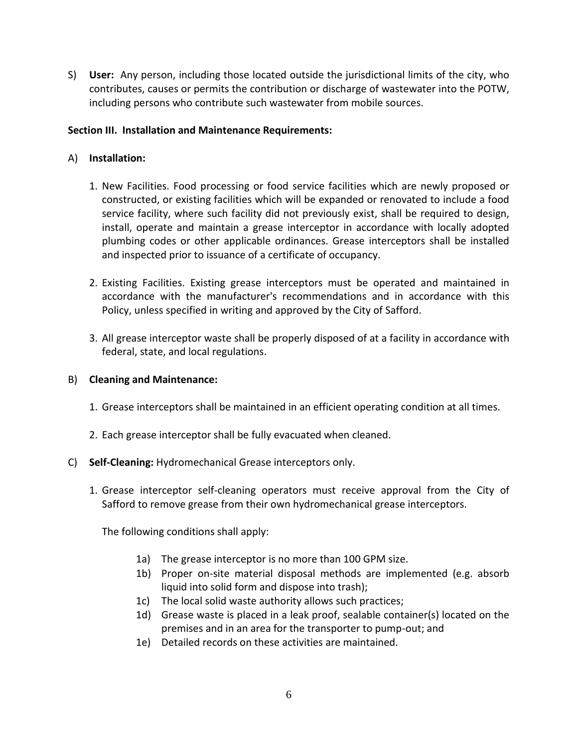S) **User:** Any person, including those located outside the jurisdictional limits of the city, who contributes, causes or permits the contribution or discharge of wastewater into the POTW, including persons who contribute such wastewater from mobile sources.

**Section III. Installation and Maintenance Requirements:**

A) **Installation:**

1. New Facilities. Food processing or food service facilities which are newly proposed or constructed, or existing facilities which will be expanded or renovated to include a food service facility, where such facility did not previously exist, shall be required to design, install, operate and maintain a grease interceptor in accordance with locally adopted plumbing codes or other applicable ordinances. Grease interceptors shall be installed and inspected prior to issuance of a certificate of occupancy.

2. Existing Facilities. Existing grease interceptors must be operated and maintained in accordance with the manufacturer's recommendations and in accordance with this Policy, unless specified in writing and approved by the City of Safford.

3. All grease interceptor waste shall be properly disposed of at a facility in accordance with federal, state, and local regulations.

B) **Cleaning and Maintenance:**

1. Grease interceptors shall be maintained in an efficient operating condition at all times.

2. Each grease interceptor shall be fully evacuated when cleaned.

C) **Self-Cleaning:** Hydromechanical Grease interceptors only.

1. Grease interceptor self-cleaning operators must receive approval from the City of Safford to remove grease from their own hydromechanical grease interceptors.

   The following conditions shall apply:

   1a) The grease interceptor is no more than 100 GPM size.
   1b) Proper on-site material disposal methods are implemented (e.g. absorb liquid into solid form and dispose into trash);
   1c) The local solid waste authority allows such practices;
   1d) Grease waste is placed in a leak proof, sealable container(s) located on the premises and in an area for the transporter to pump-out; and
   1e) Detailed records on these activities are maintained.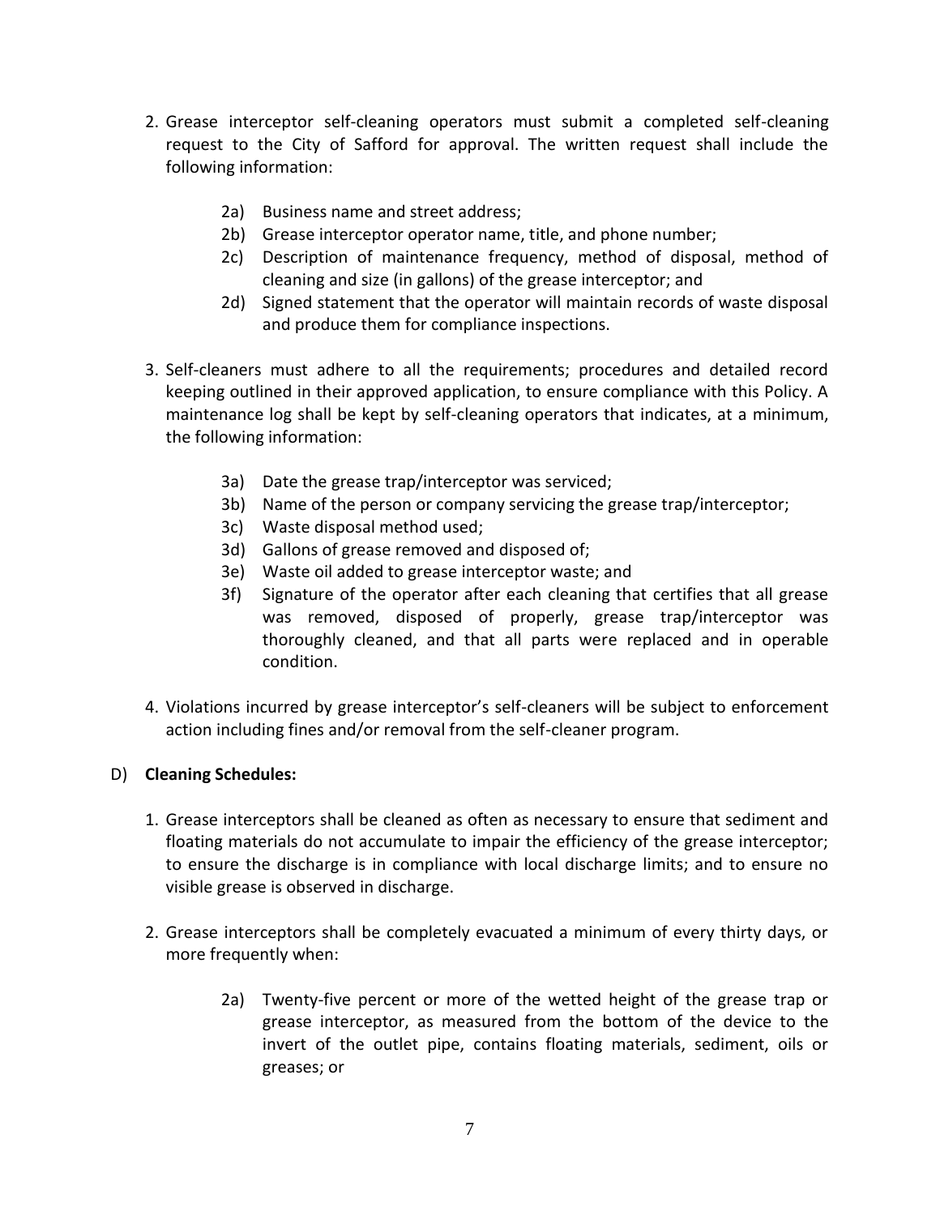2. Grease interceptor self-cleaning operators must submit a completed self-cleaning request to the City of Safford for approval. The written request shall include the following information:

   2a) Business name and street address;
   2b) Grease interceptor operator name, title, and phone number;
   2c) Description of maintenance frequency, method of disposal, method of cleaning and size (in gallons) of the grease interceptor; and
   2d) Signed statement that the operator will maintain records of waste disposal and produce them for compliance inspections.

3. Self-cleaners must adhere to all the requirements; procedures and detailed record keeping outlined in their approved application, to ensure compliance with this Policy. A maintenance log shall be kept by self-cleaning operators that indicates, at a minimum, the following information:

   3a) Date the grease trap/interceptor was serviced;
   3b) Name of the person or company servicing the grease trap/interceptor;
   3c) Waste disposal method used;
   3d) Gallons of grease removed and disposed of;
   3e) Waste oil added to grease interceptor waste; and
   3f) Signature of the operator after each cleaning that certifies that all grease was removed, disposed of properly, grease trap/interceptor was thoroughly cleaned, and that all parts were replaced and in operable condition.

4. Violations incurred by grease interceptor's self-cleaners will be subject to enforcement action including fines and/or removal from the self-cleaner program.

D) **Cleaning Schedules:**

1. Grease interceptors shall be cleaned as often as necessary to ensure that sediment and floating materials do not accumulate to impair the efficiency of the grease interceptor; to ensure the discharge is in compliance with local discharge limits; and to ensure no visible grease is observed in discharge.

2. Grease interceptors shall be completely evacuated a minimum of every thirty days, or more frequently when:

   2a) Twenty-five percent or more of the wetted height of the grease trap or grease interceptor, as measured from the bottom of the device to the invert of the outlet pipe, contains floating materials, sediment, oils or greases; or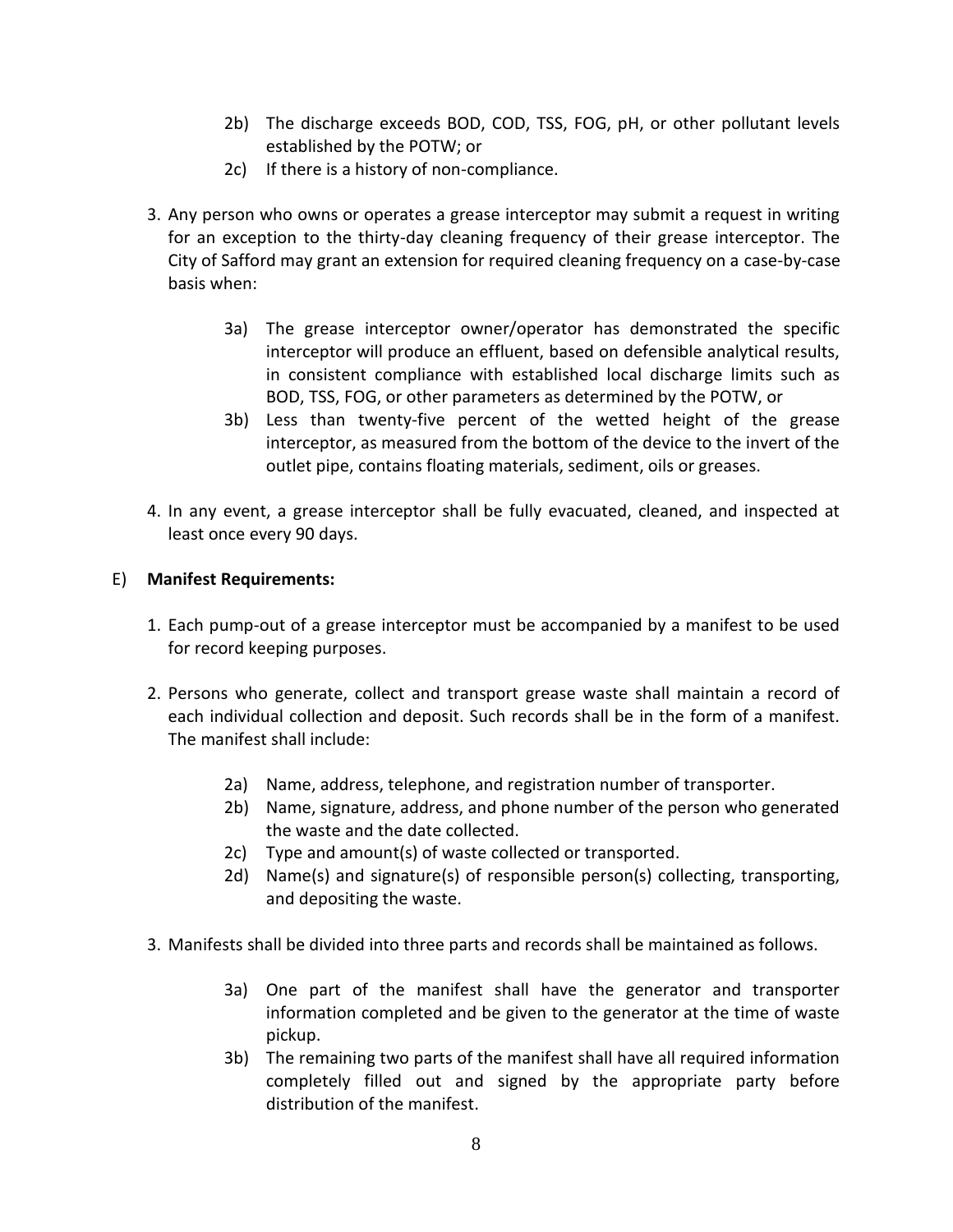2b) The discharge exceeds BOD, COD, TSS, FOG, pH, or other pollutant levels established by the POTW; or

2c) If there is a history of non-compliance.

3. Any person who owns or operates a grease interceptor may submit a request in writing for an exception to the thirty-day cleaning frequency of their grease interceptor. The City of Safford may grant an extension for required cleaning frequency on a case-by-case basis when:

   3a) The grease interceptor owner/operator has demonstrated the specific interceptor will produce an effluent, based on defensible analytical results, in consistent compliance with established local discharge limits such as BOD, TSS, FOG, or other parameters as determined by the POTW, or

   3b) Less than twenty-five percent of the wetted height of the grease interceptor, as measured from the bottom of the device to the invert of the outlet pipe, contains floating materials, sediment, oils or greases.

4. In any event, a grease interceptor shall be fully evacuated, cleaned, and inspected at least once every 90 days.

E) **Manifest Requirements:**

1. Each pump-out of a grease interceptor must be accompanied by a manifest to be used for record keeping purposes.

2. Persons who generate, collect and transport grease waste shall maintain a record of each individual collection and deposit. Such records shall be in the form of a manifest. The manifest shall include:

   2a) Name, address, telephone, and registration number of transporter.

   2b) Name, signature, address, and phone number of the person who generated the waste and the date collected.

   2c) Type and amount(s) of waste collected or transported.

   2d) Name(s) and signature(s) of responsible person(s) collecting, transporting, and depositing the waste.

3. Manifests shall be divided into three parts and records shall be maintained as follows.

   3a) One part of the manifest shall have the generator and transporter information completed and be given to the generator at the time of waste pickup.

   3b) The remaining two parts of the manifest shall have all required information completely filled out and signed by the appropriate party before distribution of the manifest.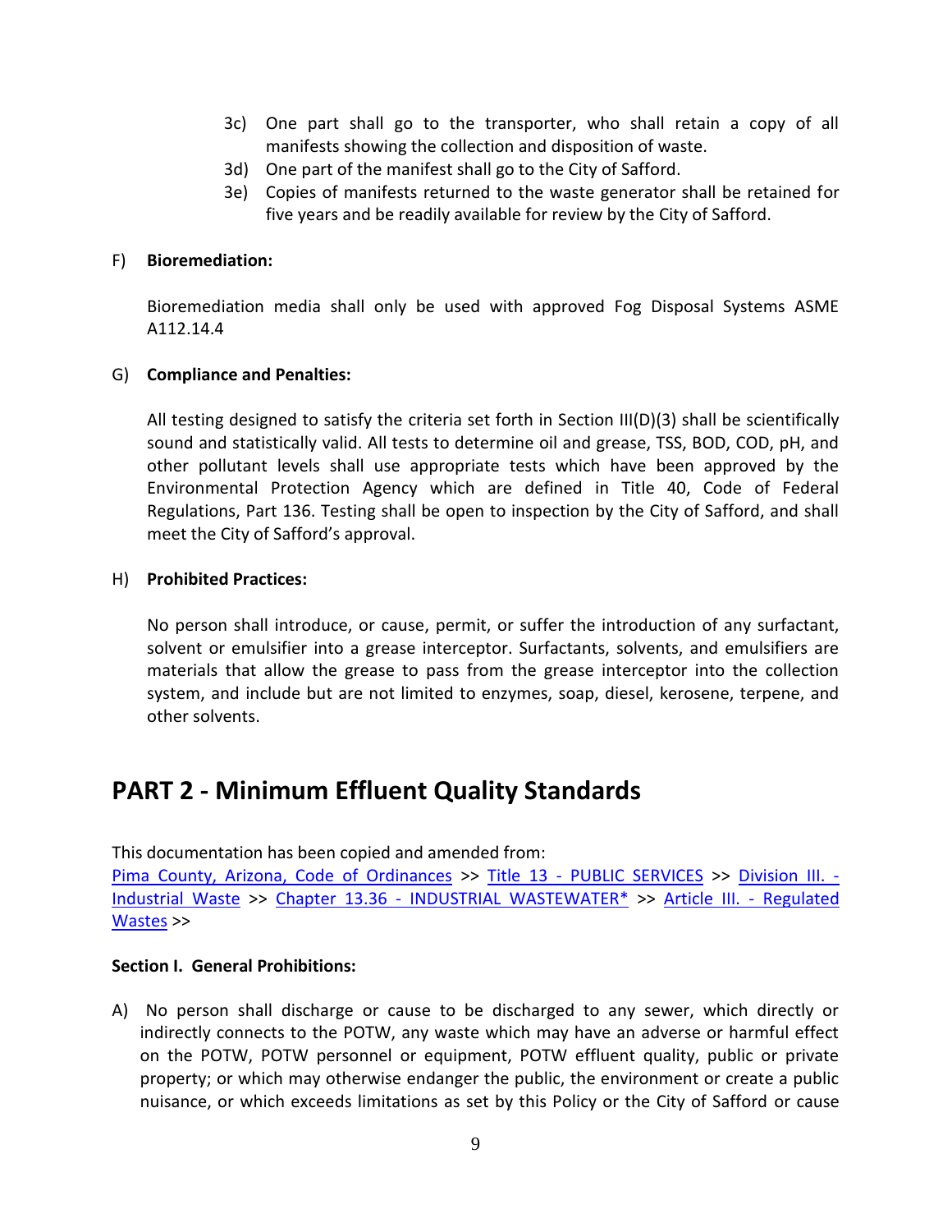3c) One part shall go to the transporter, who shall retain a copy of all manifests showing the collection and disposition of waste.

3d) One part of the manifest shall go to the City of Safford.

3e) Copies of manifests returned to the waste generator shall be retained for five years and be readily available for review by the City of Safford.

F) **Bioremediation:**

Bioremediation media shall only be used with approved Fog Disposal Systems ASME A112.14.4

G) **Compliance and Penalties:**

All testing designed to satisfy the criteria set forth in Section III(D)(3) shall be scientifically sound and statistically valid. All tests to determine oil and grease, TSS, BOD, COD, pH, and other pollutant levels shall use appropriate tests which have been approved by the Environmental Protection Agency which are defined in Title 40, Code of Federal Regulations, Part 136. Testing shall be open to inspection by the City of Safford, and shall meet the City of Safford's approval.

H) **Prohibited Practices:**

No person shall introduce, or cause, permit, or suffer the introduction of any surfactant, solvent or emulsifier into a grease interceptor. Surfactants, solvents, and emulsifiers are materials that allow the grease to pass from the grease interceptor into the collection system, and include but are not limited to enzymes, soap, diesel, kerosene, terpene, and other solvents.

# PART 2 - Minimum Effluent Quality Standards

This documentation has been copied and amended from:
Pima County, Arizona, Code of Ordinances >> Title 13 - PUBLIC SERVICES >> Division III. - Industrial Waste >> Chapter 13.36 - INDUSTRIAL WASTEWATER* >> Article III. - Regulated Wastes >>

**Section I. General Prohibitions:**

A) No person shall discharge or cause to be discharged to any sewer, which directly or indirectly connects to the POTW, any waste which may have an adverse or harmful effect on the POTW, POTW personnel or equipment, POTW effluent quality, public or private property; or which may otherwise endanger the public, the environment or create a public nuisance, or which exceeds limitations as set by this Policy or the City of Safford or cause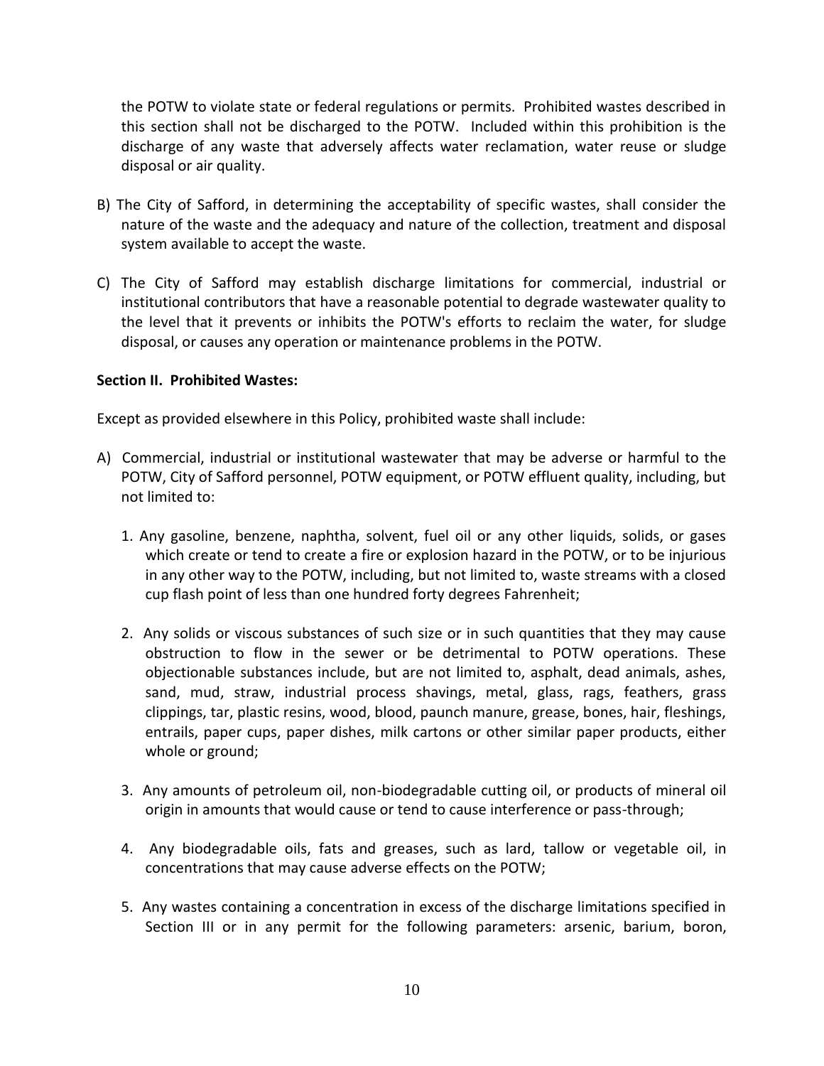the POTW to violate state or federal regulations or permits. Prohibited wastes described in this section shall not be discharged to the POTW. Included within this prohibition is the discharge of any waste that adversely affects water reclamation, water reuse or sludge disposal or air quality.

B) The City of Safford, in determining the acceptability of specific wastes, shall consider the nature of the waste and the adequacy and nature of the collection, treatment and disposal system available to accept the waste.

C) The City of Safford may establish discharge limitations for commercial, industrial or institutional contributors that have a reasonable potential to degrade wastewater quality to the level that it prevents or inhibits the POTW's efforts to reclaim the water, for sludge disposal, or causes any operation or maintenance problems in the POTW.

**Section II. Prohibited Wastes:**

Except as provided elsewhere in this Policy, prohibited waste shall include:

A) Commercial, industrial or institutional wastewater that may be adverse or harmful to the POTW, City of Safford personnel, POTW equipment, or POTW effluent quality, including, but not limited to:

   1. Any gasoline, benzene, naphtha, solvent, fuel oil or any other liquids, solids, or gases which create or tend to create a fire or explosion hazard in the POTW, or to be injurious in any other way to the POTW, including, but not limited to, waste streams with a closed cup flash point of less than one hundred forty degrees Fahrenheit;

   2. Any solids or viscous substances of such size or in such quantities that they may cause obstruction to flow in the sewer or be detrimental to POTW operations. These objectionable substances include, but are not limited to, asphalt, dead animals, ashes, sand, mud, straw, industrial process shavings, metal, glass, rags, feathers, grass clippings, tar, plastic resins, wood, blood, paunch manure, grease, bones, hair, fleshings, entrails, paper cups, paper dishes, milk cartons or other similar paper products, either whole or ground;

   3. Any amounts of petroleum oil, non-biodegradable cutting oil, or products of mineral oil origin in amounts that would cause or tend to cause interference or pass-through;

   4. Any biodegradable oils, fats and greases, such as lard, tallow or vegetable oil, in concentrations that may cause adverse effects on the POTW;

   5. Any wastes containing a concentration in excess of the discharge limitations specified in Section III or in any permit for the following parameters: arsenic, barium, boron,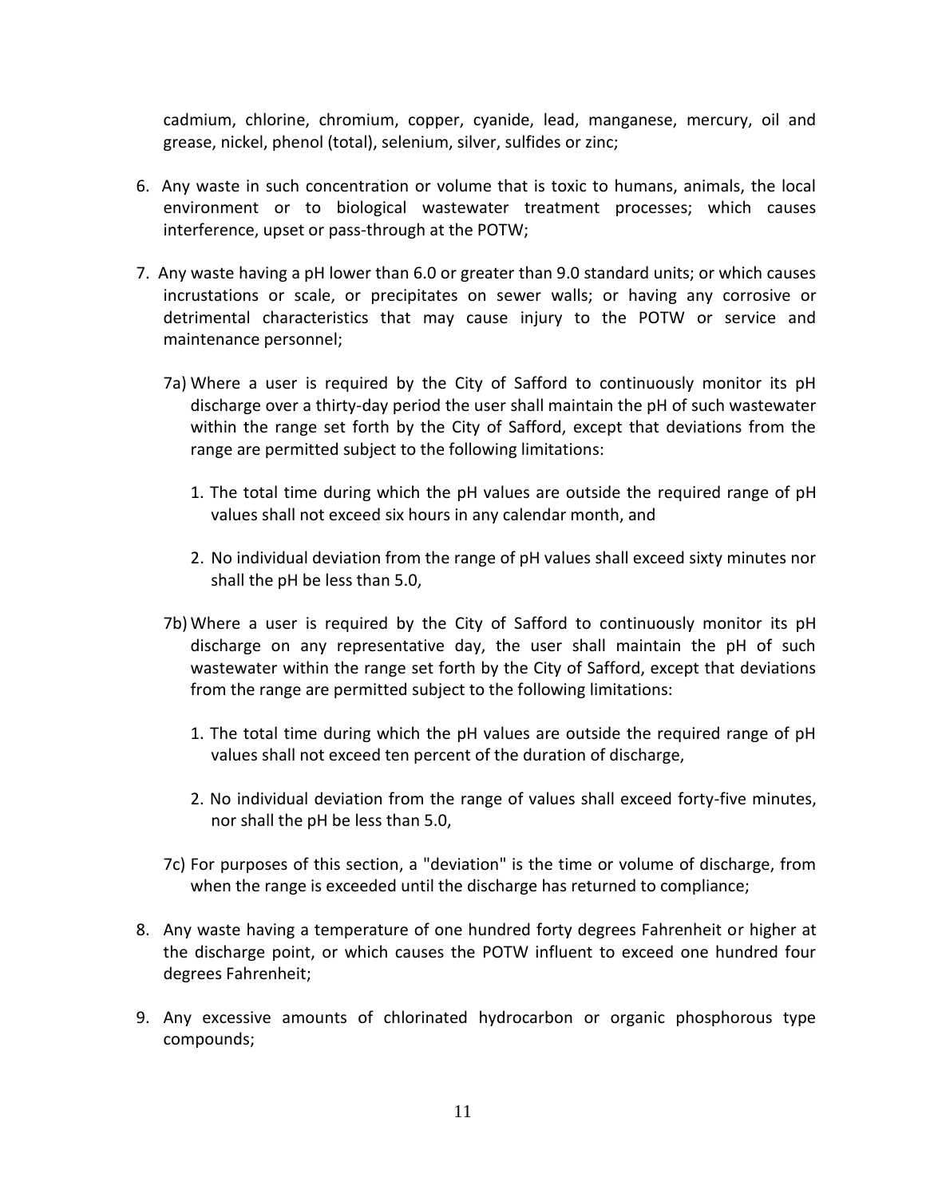cadmium, chlorine, chromium, copper, cyanide, lead, manganese, mercury, oil and grease, nickel, phenol (total), selenium, silver, sulfides or zinc;

6. Any waste in such concentration or volume that is toxic to humans, animals, the local environment or to biological wastewater treatment processes; which causes interference, upset or pass-through at the POTW;

7. Any waste having a pH lower than 6.0 or greater than 9.0 standard units; or which causes incrustations or scale, or precipitates on sewer walls; or having any corrosive or detrimental characteristics that may cause injury to the POTW or service and maintenance personnel;

   7a) Where a user is required by the City of Safford to continuously monitor its pH discharge over a thirty-day period the user shall maintain the pH of such wastewater within the range set forth by the City of Safford, except that deviations from the range are permitted subject to the following limitations:

      1. The total time during which the pH values are outside the required range of pH values shall not exceed six hours in any calendar month, and

      2. No individual deviation from the range of pH values shall exceed sixty minutes nor shall the pH be less than 5.0,

   7b) Where a user is required by the City of Safford to continuously monitor its pH discharge on any representative day, the user shall maintain the pH of such wastewater within the range set forth by the City of Safford, except that deviations from the range are permitted subject to the following limitations:

      1. The total time during which the pH values are outside the required range of pH values shall not exceed ten percent of the duration of discharge,

      2. No individual deviation from the range of values shall exceed forty-five minutes, nor shall the pH be less than 5.0,

   7c) For purposes of this section, a "deviation" is the time or volume of discharge, from when the range is exceeded until the discharge has returned to compliance;

8. Any waste having a temperature of one hundred forty degrees Fahrenheit or higher at the discharge point, or which causes the POTW influent to exceed one hundred four degrees Fahrenheit;

9. Any excessive amounts of chlorinated hydrocarbon or organic phosphorous type compounds;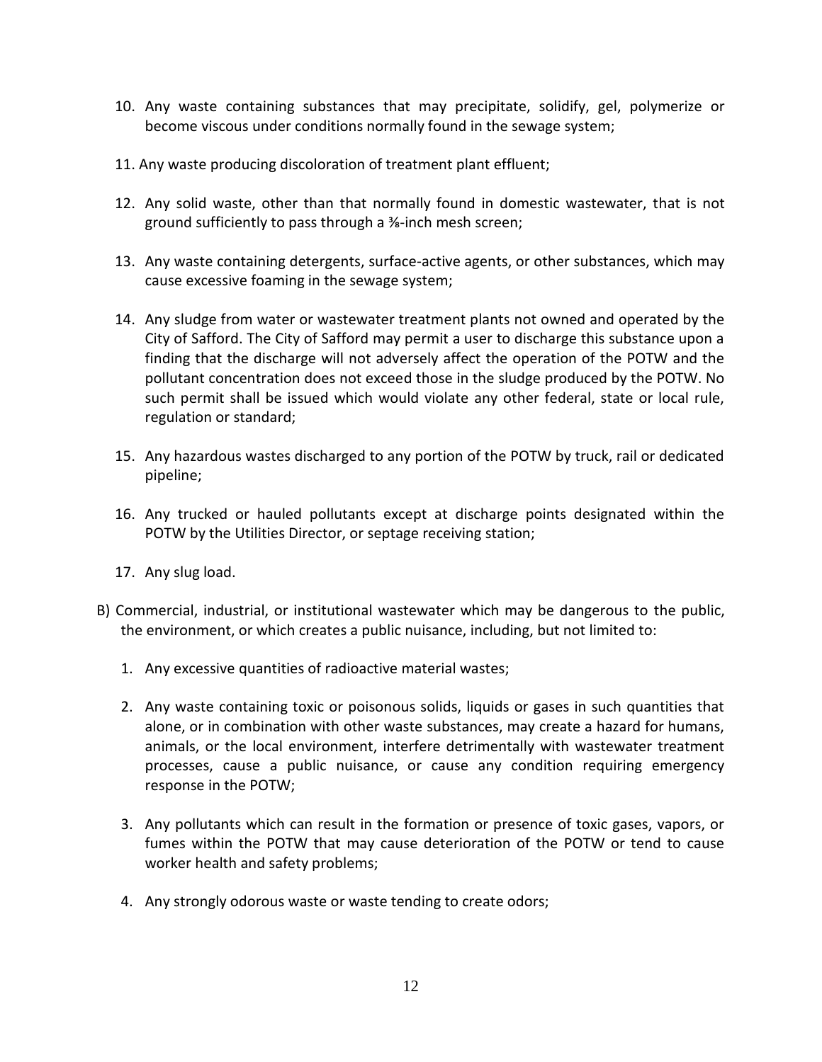10. Any waste containing substances that may precipitate, solidify, gel, polymerize or become viscous under conditions normally found in the sewage system;

11. Any waste producing discoloration of treatment plant effluent;

12. Any solid waste, other than that normally found in domestic wastewater, that is not ground sufficiently to pass through a ⅜-inch mesh screen;

13. Any waste containing detergents, surface-active agents, or other substances, which may cause excessive foaming in the sewage system;

14. Any sludge from water or wastewater treatment plants not owned and operated by the City of Safford. The City of Safford may permit a user to discharge this substance upon a finding that the discharge will not adversely affect the operation of the POTW and the pollutant concentration does not exceed those in the sludge produced by the POTW. No such permit shall be issued which would violate any other federal, state or local rule, regulation or standard;

15. Any hazardous wastes discharged to any portion of the POTW by truck, rail or dedicated pipeline;

16. Any trucked or hauled pollutants except at discharge points designated within the POTW by the Utilities Director, or septage receiving station;

17. Any slug load.

B) Commercial, industrial, or institutional wastewater which may be dangerous to the public, the environment, or which creates a public nuisance, including, but not limited to:

1. Any excessive quantities of radioactive material wastes;

2. Any waste containing toxic or poisonous solids, liquids or gases in such quantities that alone, or in combination with other waste substances, may create a hazard for humans, animals, or the local environment, interfere detrimentally with wastewater treatment processes, cause a public nuisance, or cause any condition requiring emergency response in the POTW;

3. Any pollutants which can result in the formation or presence of toxic gases, vapors, or fumes within the POTW that may cause deterioration of the POTW or tend to cause worker health and safety problems;

4. Any strongly odorous waste or waste tending to create odors;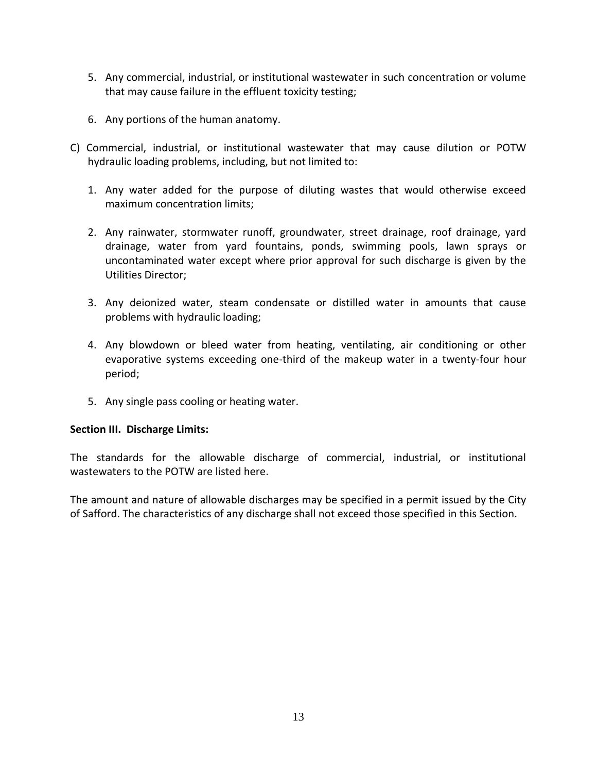5. Any commercial, industrial, or institutional wastewater in such concentration or volume that may cause failure in the effluent toxicity testing;

6. Any portions of the human anatomy.

C) Commercial, industrial, or institutional wastewater that may cause dilution or POTW hydraulic loading problems, including, but not limited to:

1. Any water added for the purpose of diluting wastes that would otherwise exceed maximum concentration limits;

2. Any rainwater, stormwater runoff, groundwater, street drainage, roof drainage, yard drainage, water from yard fountains, ponds, swimming pools, lawn sprays or uncontaminated water except where prior approval for such discharge is given by the Utilities Director;

3. Any deionized water, steam condensate or distilled water in amounts that cause problems with hydraulic loading;

4. Any blowdown or bleed water from heating, ventilating, air conditioning or other evaporative systems exceeding one-third of the makeup water in a twenty-four hour period;

5. Any single pass cooling or heating water.

**Section III. Discharge Limits:**

The standards for the allowable discharge of commercial, industrial, or institutional wastewaters to the POTW are listed here.

The amount and nature of allowable discharges may be specified in a permit issued by the City of Safford. The characteristics of any discharge shall not exceed those specified in this Section.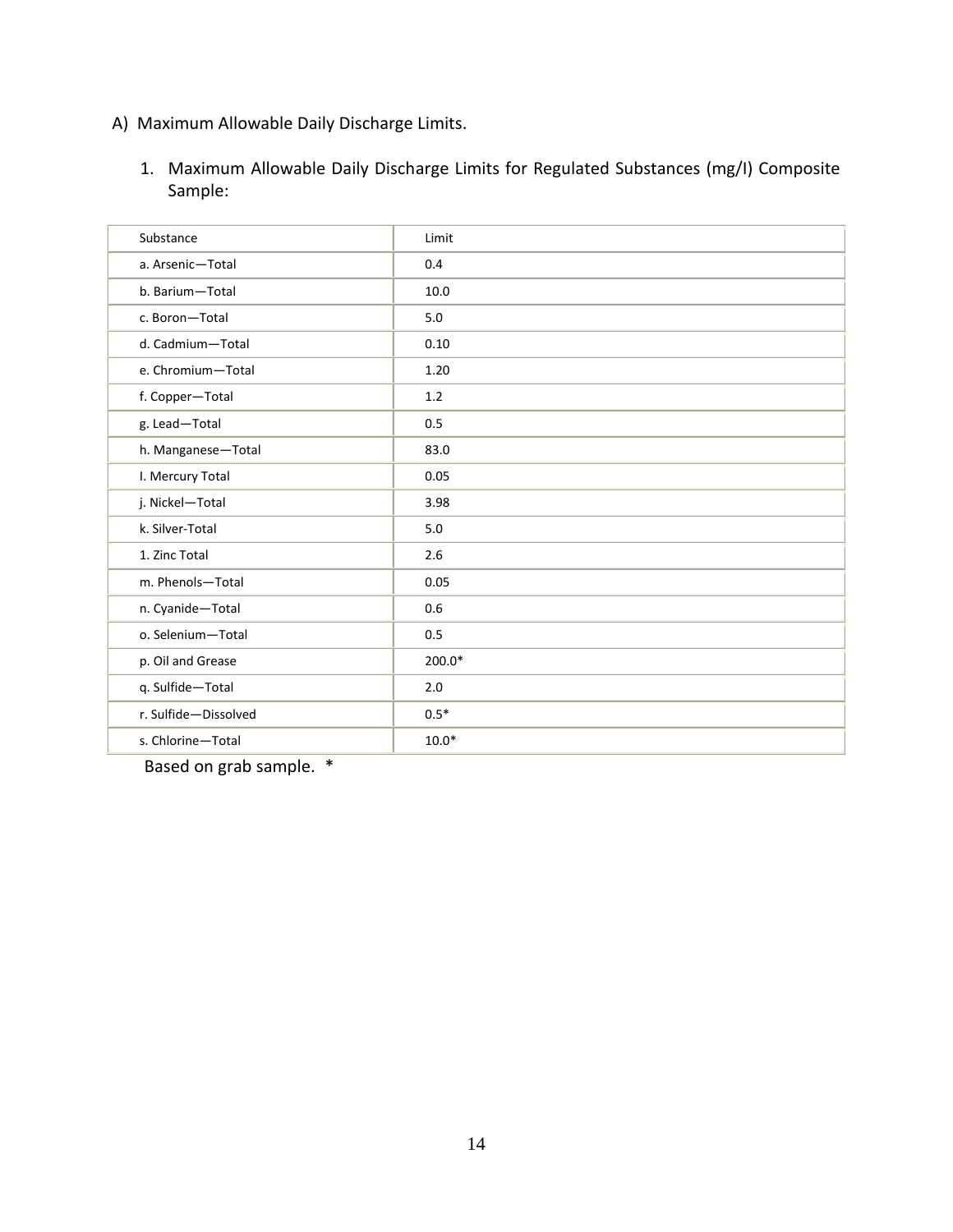A) Maximum Allowable Daily Discharge Limits.

1. Maximum Allowable Daily Discharge Limits for Regulated Substances (mg/l) Composite Sample:

| Substance | Limit |
|---|---|
| a. Arsenic—Total | 0.4 |
| b. Barium—Total | 10.0 |
| c. Boron—Total | 5.0 |
| d. Cadmium—Total | 0.10 |
| e. Chromium—Total | 1.20 |
| f. Copper—Total | 1.2 |
| g. Lead—Total | 0.5 |
| h. Manganese—Total | 83.0 |
| I. Mercury Total | 0.05 |
| j. Nickel—Total | 3.98 |
| k. Silver-Total | 5.0 |
| 1. Zinc Total | 2.6 |
| m. Phenols—Total | 0.05 |
| n. Cyanide—Total | 0.6 |
| o. Selenium—Total | 0.5 |
| p. Oil and Grease | 200.0* |
| q. Sulfide—Total | 2.0 |
| r. Sulfide—Dissolved | 0.5* |
| s. Chlorine—Total | 10.0* |

Based on grab sample. *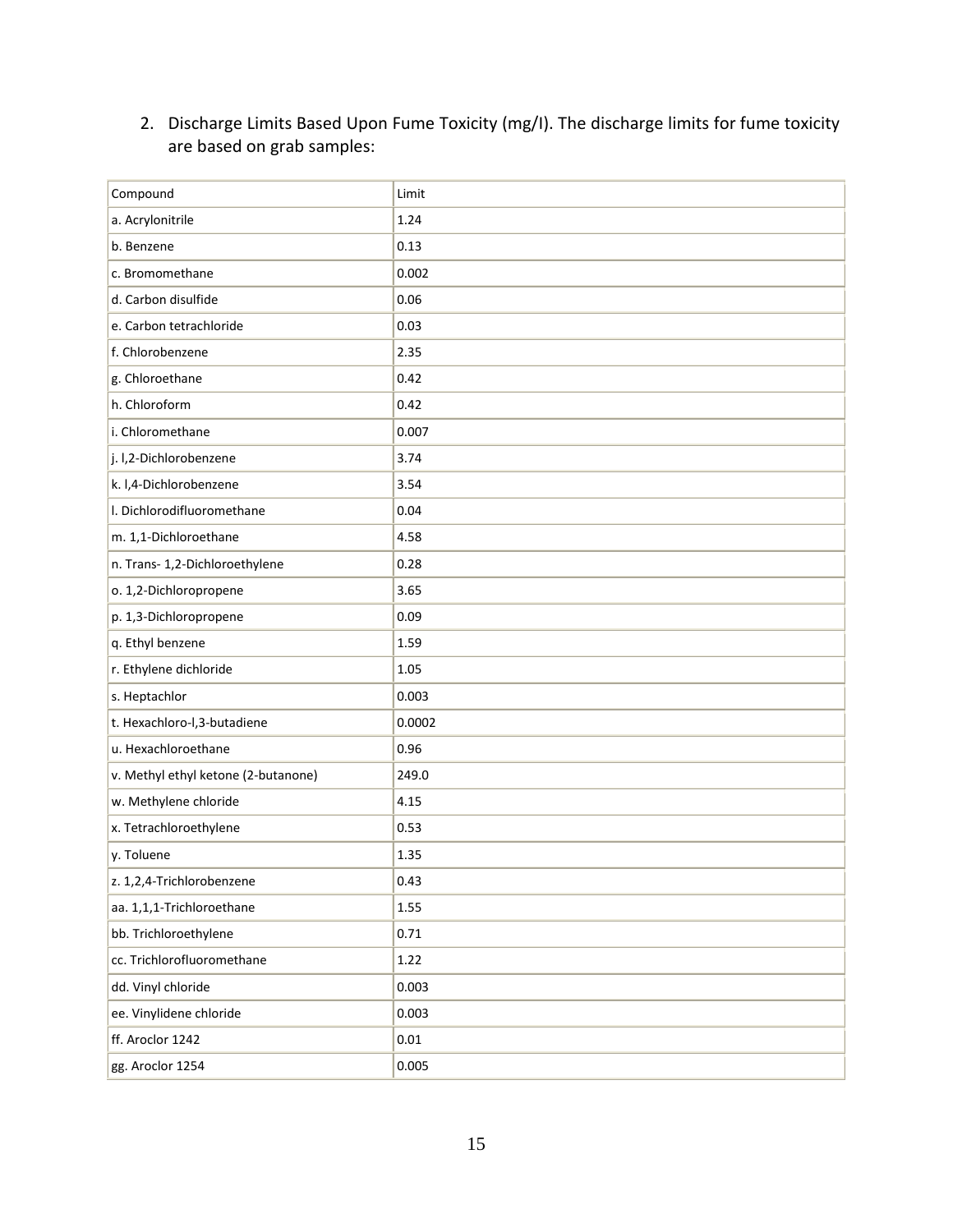2. Discharge Limits Based Upon Fume Toxicity (mg/l). The discharge limits for fume toxicity are based on grab samples:

| Compound | Limit |
| --- | --- |
| a. Acrylonitrile | 1.24 |
| b. Benzene | 0.13 |
| c. Bromomethane | 0.002 |
| d. Carbon disulfide | 0.06 |
| e. Carbon tetrachloride | 0.03 |
| f. Chlorobenzene | 2.35 |
| g. Chloroethane | 0.42 |
| h. Chloroform | 0.42 |
| i. Chloromethane | 0.007 |
| j. l,2-Dichlorobenzene | 3.74 |
| k. l,4-Dichlorobenzene | 3.54 |
| l. Dichlorodifluoromethane | 0.04 |
| m. 1,1-Dichloroethane | 4.58 |
| n. Trans- 1,2-Dichloroethylene | 0.28 |
| o. 1,2-Dichloropropene | 3.65 |
| p. 1,3-Dichloropropene | 0.09 |
| q. Ethyl benzene | 1.59 |
| r. Ethylene dichloride | 1.05 |
| s. Heptachlor | 0.003 |
| t. Hexachloro-l,3-butadiene | 0.0002 |
| u. Hexachloroethane | 0.96 |
| v. Methyl ethyl ketone (2-butanone) | 249.0 |
| w. Methylene chloride | 4.15 |
| x. Tetrachloroethylene | 0.53 |
| y. Toluene | 1.35 |
| z. 1,2,4-Trichlorobenzene | 0.43 |
| aa. 1,1,1-Trichloroethane | 1.55 |
| bb. Trichloroethylene | 0.71 |
| cc. Trichlorofluoromethane | 1.22 |
| dd. Vinyl chloride | 0.003 |
| ee. Vinylidene chloride | 0.003 |
| ff. Aroclor 1242 | 0.01 |
| gg. Aroclor 1254 | 0.005 |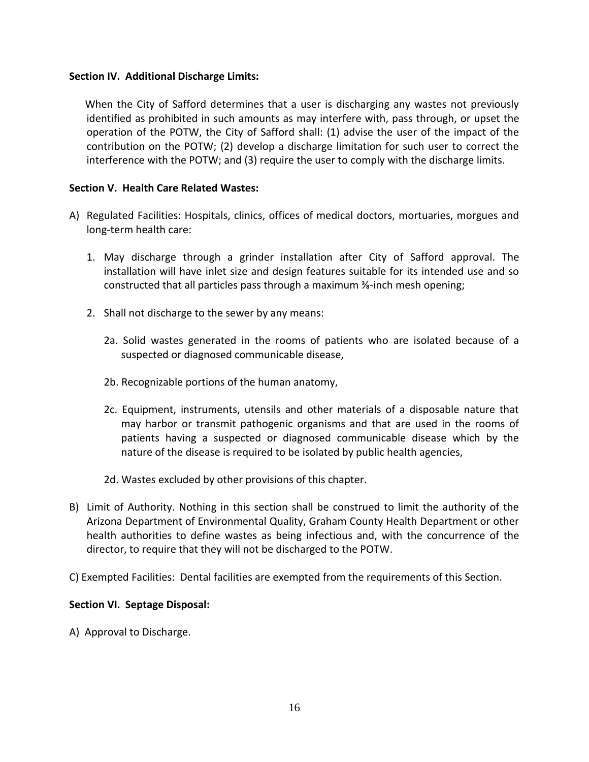**Section IV. Additional Discharge Limits:**

When the City of Safford determines that a user is discharging any wastes not previously identified as prohibited in such amounts as may interfere with, pass through, or upset the operation of the POTW, the City of Safford shall: (1) advise the user of the impact of the contribution on the POTW; (2) develop a discharge limitation for such user to correct the interference with the POTW; and (3) require the user to comply with the discharge limits.

**Section V. Health Care Related Wastes:**

A) Regulated Facilities: Hospitals, clinics, offices of medical doctors, mortuaries, morgues and long-term health care:

1. May discharge through a grinder installation after City of Safford approval. The installation will have inlet size and design features suitable for its intended use and so constructed that all particles pass through a maximum ⅜-inch mesh opening;

2. Shall not discharge to the sewer by any means:

   2a. Solid wastes generated in the rooms of patients who are isolated because of a suspected or diagnosed communicable disease,

   2b. Recognizable portions of the human anatomy,

   2c. Equipment, instruments, utensils and other materials of a disposable nature that may harbor or transmit pathogenic organisms and that are used in the rooms of patients having a suspected or diagnosed communicable disease which by the nature of the disease is required to be isolated by public health agencies,

   2d. Wastes excluded by other provisions of this chapter.

B) Limit of Authority. Nothing in this section shall be construed to limit the authority of the Arizona Department of Environmental Quality, Graham County Health Department or other health authorities to define wastes as being infectious and, with the concurrence of the director, to require that they will not be discharged to the POTW.

C) Exempted Facilities: Dental facilities are exempted from the requirements of this Section.

**Section VI. Septage Disposal:**

A) Approval to Discharge.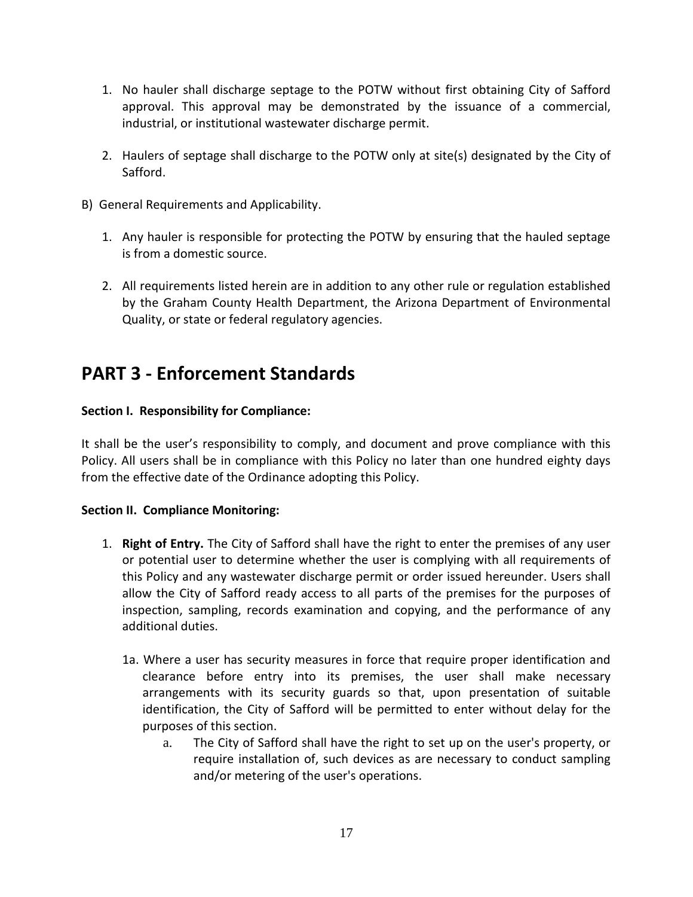1. No hauler shall discharge septage to the POTW without first obtaining City of Safford approval. This approval may be demonstrated by the issuance of a commercial, industrial, or institutional wastewater discharge permit.

2. Haulers of septage shall discharge to the POTW only at site(s) designated by the City of Safford.

B) General Requirements and Applicability.

1. Any hauler is responsible for protecting the POTW by ensuring that the hauled septage is from a domestic source.

2. All requirements listed herein are in addition to any other rule or regulation established by the Graham County Health Department, the Arizona Department of Environmental Quality, or state or federal regulatory agencies.

# PART 3 - Enforcement Standards

**Section I. Responsibility for Compliance:**

It shall be the user's responsibility to comply, and document and prove compliance with this Policy. All users shall be in compliance with this Policy no later than one hundred eighty days from the effective date of the Ordinance adopting this Policy.

**Section II. Compliance Monitoring:**

1. **Right of Entry.** The City of Safford shall have the right to enter the premises of any user or potential user to determine whether the user is complying with all requirements of this Policy and any wastewater discharge permit or order issued hereunder. Users shall allow the City of Safford ready access to all parts of the premises for the purposes of inspection, sampling, records examination and copying, and the performance of any additional duties.

   1a. Where a user has security measures in force that require proper identification and clearance before entry into its premises, the user shall make necessary arrangements with its security guards so that, upon presentation of suitable identification, the City of Safford will be permitted to enter without delay for the purposes of this section.

      a. The City of Safford shall have the right to set up on the user's property, or require installation of, such devices as are necessary to conduct sampling and/or metering of the user's operations.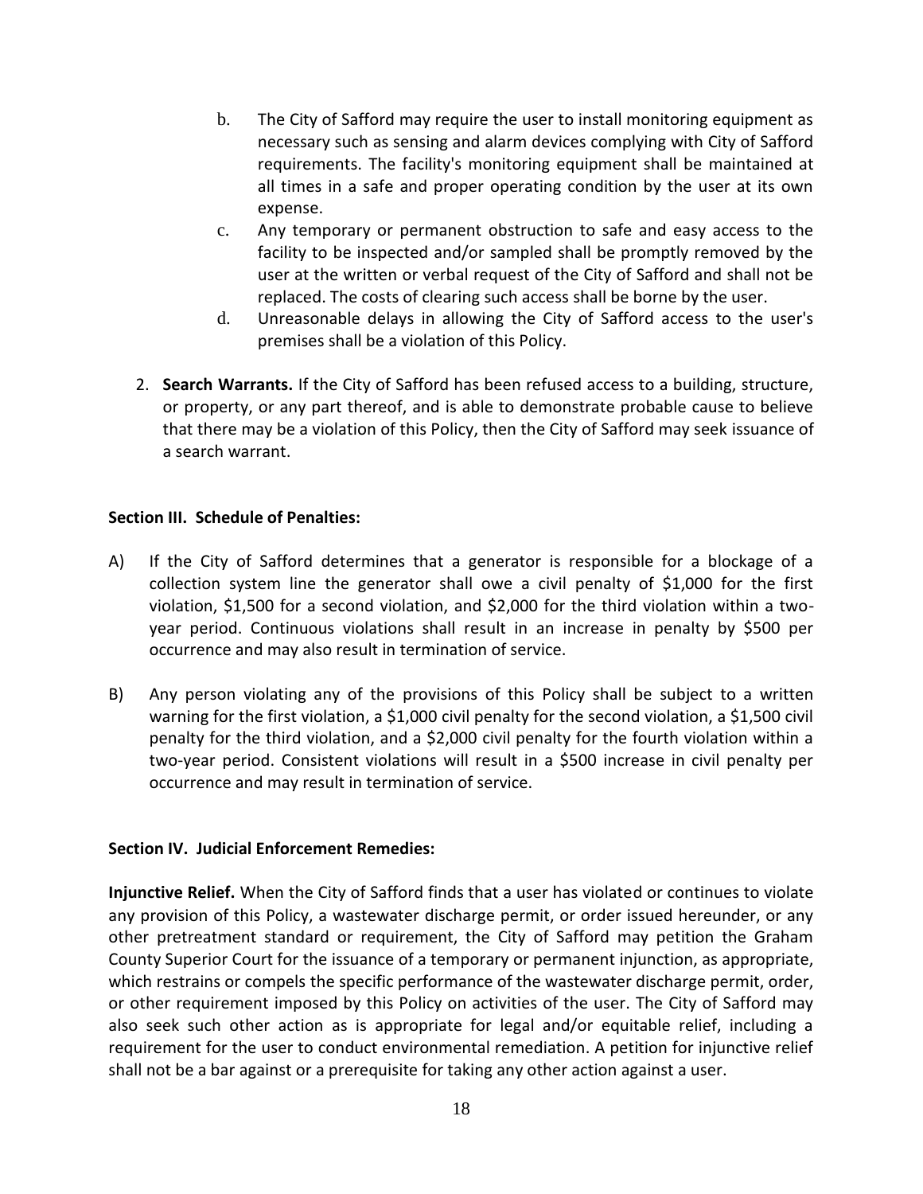b. The City of Safford may require the user to install monitoring equipment as necessary such as sensing and alarm devices complying with City of Safford requirements. The facility's monitoring equipment shall be maintained at all times in a safe and proper operating condition by the user at its own expense.

c. Any temporary or permanent obstruction to safe and easy access to the facility to be inspected and/or sampled shall be promptly removed by the user at the written or verbal request of the City of Safford and shall not be replaced. The costs of clearing such access shall be borne by the user.

d. Unreasonable delays in allowing the City of Safford access to the user's premises shall be a violation of this Policy.

2. **Search Warrants.** If the City of Safford has been refused access to a building, structure, or property, or any part thereof, and is able to demonstrate probable cause to believe that there may be a violation of this Policy, then the City of Safford may seek issuance of a search warrant.

**Section III. Schedule of Penalties:**

A) If the City of Safford determines that a generator is responsible for a blockage of a collection system line the generator shall owe a civil penalty of $1,000 for the first violation, $1,500 for a second violation, and $2,000 for the third violation within a two-year period. Continuous violations shall result in an increase in penalty by $500 per occurrence and may also result in termination of service.

B) Any person violating any of the provisions of this Policy shall be subject to a written warning for the first violation, a $1,000 civil penalty for the second violation, a $1,500 civil penalty for the third violation, and a $2,000 civil penalty for the fourth violation within a two-year period. Consistent violations will result in a $500 increase in civil penalty per occurrence and may result in termination of service.

**Section IV. Judicial Enforcement Remedies:**

**Injunctive Relief.** When the City of Safford finds that a user has violated or continues to violate any provision of this Policy, a wastewater discharge permit, or order issued hereunder, or any other pretreatment standard or requirement, the City of Safford may petition the Graham County Superior Court for the issuance of a temporary or permanent injunction, as appropriate, which restrains or compels the specific performance of the wastewater discharge permit, order, or other requirement imposed by this Policy on activities of the user. The City of Safford may also seek such other action as is appropriate for legal and/or equitable relief, including a requirement for the user to conduct environmental remediation. A petition for injunctive relief shall not be a bar against or a prerequisite for taking any other action against a user.